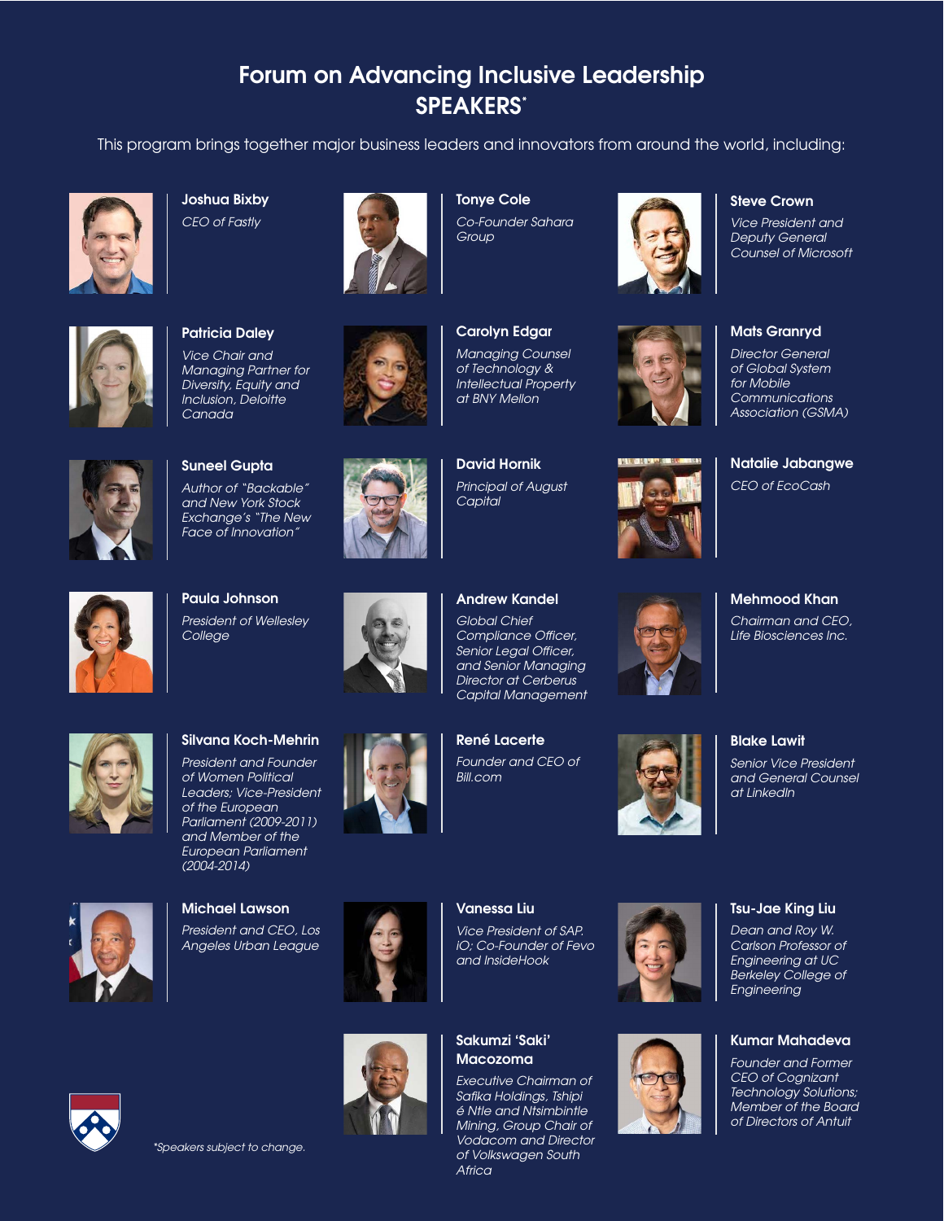# Forum on Advancing Inclusive Leadership

## SPEAKERS*

This program brings together major business leaders and innovators from around the world, including:

**Joshua Bixby**
*CEO of Fastly*

**Tonye Cole**
*Co-Founder Sahara Group*

**Steve Crown**
*Vice President and Deputy General Counsel of Microsoft*

**Patricia Daley**
*Vice Chair and Managing Partner for Diversity, Equity and Inclusion, Deloitte Canada*

**Carolyn Edgar**
*Managing Counsel of Technology & Intellectual Property at BNY Mellon*

**Mats Granryd**
*Director General of Global System for Mobile Communications Association (GSMA)*

**Suneel Gupta**
*Author of "Backable" and New York Stock Exchange's "The New Face of Innovation"*

**David Hornik**
*Principal of August Capital*

**Natalie Jabangwe**
*CEO of EcoCash*

**Paula Johnson**
*President of Wellesley College*

**Andrew Kandel**
*Global Chief Compliance Officer, Senior Legal Officer, and Senior Managing Director at Cerberus Capital Management*

**Mehmood Khan**
*Chairman and CEO, Life Biosciences Inc.*

**Silvana Koch-Mehrin**
*President and Founder of Women Political Leaders; Vice-President of the European Parliament (2009-2011) and Member of the European Parliament (2004-2014)*

**René Lacerte**
*Founder and CEO of Bill.com*

**Blake Lawit**
*Senior Vice President and General Counsel at LinkedIn*

**Michael Lawson**
*President and CEO, Los Angeles Urban League*

**Vanessa Liu**
*Vice President of SAP.iO; Co-Founder of Fevo and InsideHook*

**Tsu-Jae King Liu**
*Dean and Roy W. Carlson Professor of Engineering at UC Berkeley College of Engineering*

**Sakumzi 'Saki' Macozoma**
*Executive Chairman of Safika Holdings, Tshipi é Ntle and Ntsimbintle Mining, Group Chair of Vodacom and Director of Volkswagen South Africa*

**Kumar Mahadeva**
*Founder and Former CEO of Cognizant Technology Solutions; Member of the Board of Directors of Antuit*

*Speakers subject to change.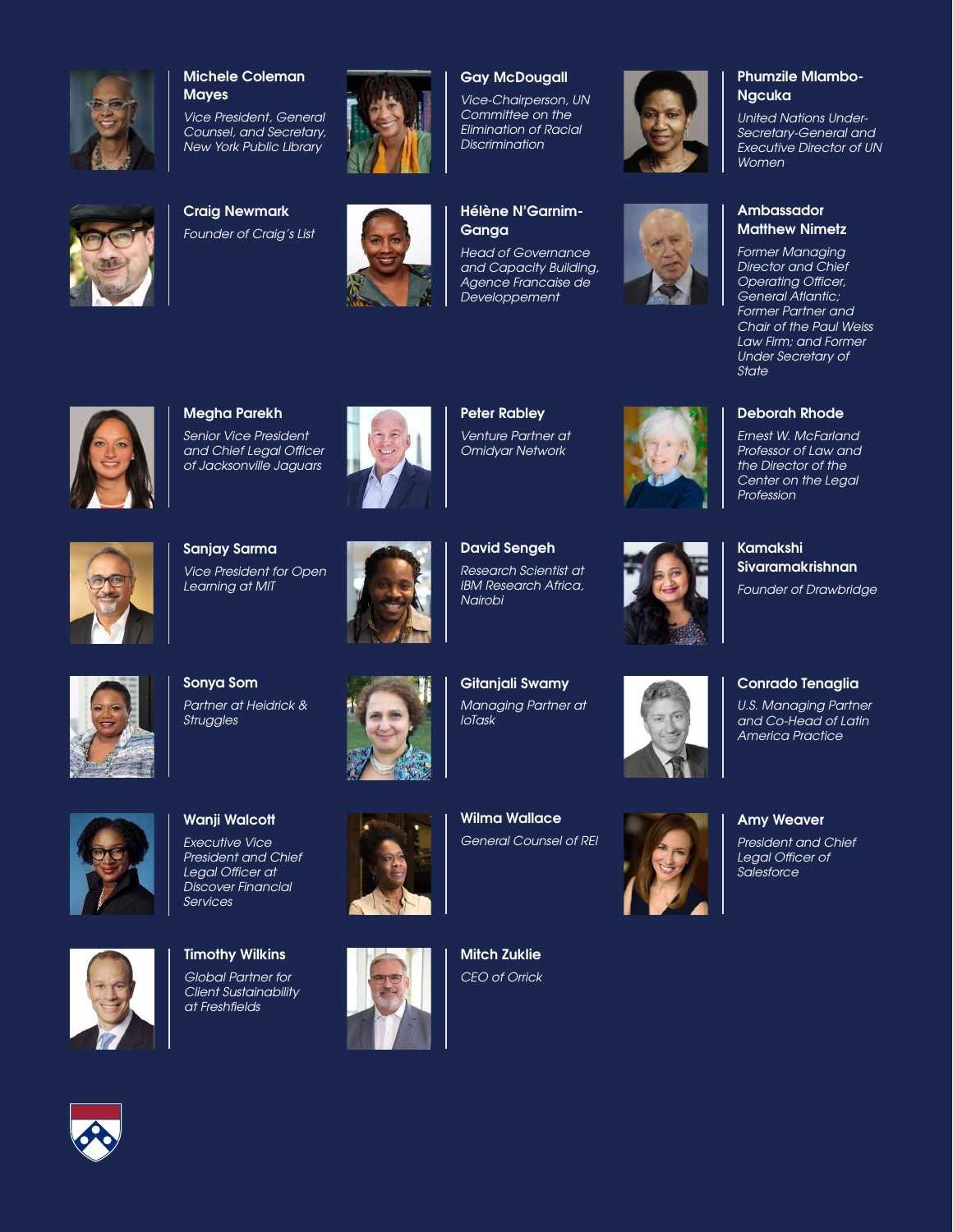**Michele Coleman Mayes**
*Vice President, General Counsel, and Secretary, New York Public Library*

**Gay McDougall**
*Vice-Chairperson, UN Committee on the Elimination of Racial Discrimination*

**Phumzile Mlambo-Ngcuka**
*United Nations Under-Secretary-General and Executive Director of UN Women*

**Craig Newmark**
*Founder of Craig's List*

**Hélène N'Garnim-Ganga**
*Head of Governance and Capacity Building, Agence Francaise de Developpement*

**Ambassador Matthew Nimetz**
*Former Managing Director and Chief Operating Officer, General Atlantic; Former Partner and Chair of the Paul Weiss Law Firm; and Former Under Secretary of State*

**Megha Parekh**
*Senior Vice President and Chief Legal Officer of Jacksonville Jaguars*

**Peter Rabley**
*Venture Partner at Omidyar Network*

**Deborah Rhode**
*Ernest W. McFarland Professor of Law and the Director of the Center on the Legal Profession*

**Sanjay Sarma**
*Vice President for Open Learning at MIT*

**David Sengeh**
*Research Scientist at IBM Research Africa, Nairobi*

**Kamakshi Sivaramakrishnan**
*Founder of Drawbridge*

**Sonya Som**
*Partner at Heidrick & Struggles*

**Gitanjali Swamy**
*Managing Partner at IoTask*

**Conrado Tenaglia**
*U.S. Managing Partner and Co-Head of Latin America Practice*

**Wanji Walcott**
*Executive Vice President and Chief Legal Officer at Discover Financial Services*

**Wilma Wallace**
*General Counsel of REI*

**Amy Weaver**
*President and Chief Legal Officer of Salesforce*

**Timothy Wilkins**
*Global Partner for Client Sustainability at Freshfields*

**Mitch Zuklie**
*CEO of Orrick*